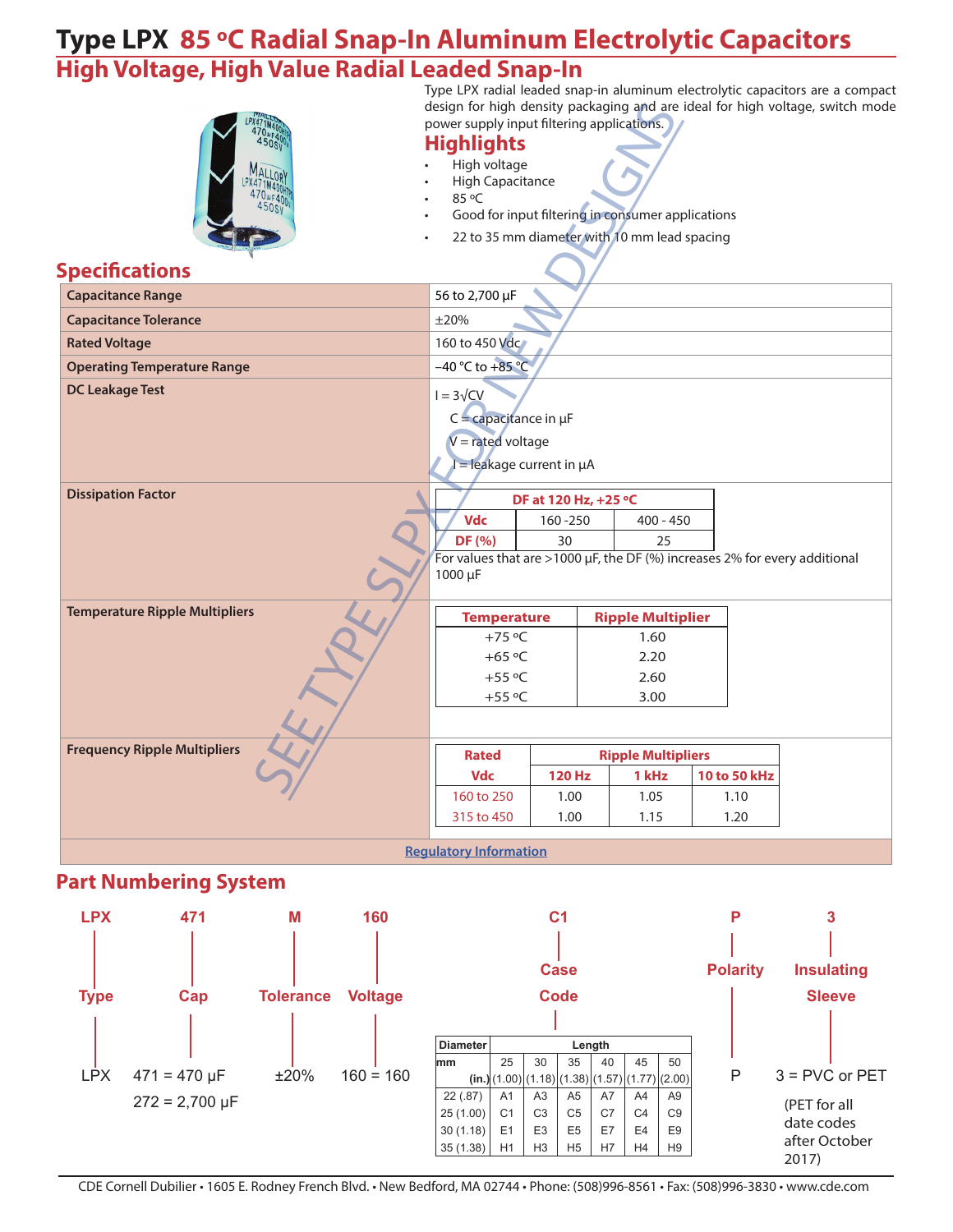# Type LPX 85 ºC Radial Snap-In Aluminum Electrolytic Capacitors

## High Voltage, High Value Radial Leaded Snap-In

Type LPX radial leaded snap-in aluminum electrolytic capacitors are a compact design for high density packaging and are ideal for high voltage, switch mode power supply input filtering applications.

## Highlights

- High voltage
- High Capacitance
- 85 ºC
- Good for input filtering in consumer applications
- 22 to 35 mm diameter with 10 mm lead spacing

SEE TYPE SLPX FOR NEW DESIGNS

## Specifications

| | |
|---|---|
| **Capacitance Range** | 56 to 2,700 µF |
| **Capacitance Tolerance** | ±20% |
| **Rated Voltage** | 160 to 450 Vdc |
| **Operating Temperature Range** | −40 °C to +85 °C |
| **DC Leakage Test** | $I = 3\sqrt{CV}$<br>C = capacitance in µF<br>V = rated voltage<br>I = leakage current in µA |
| **Dissipation Factor** | See table below. For values that are >1000 µF, the DF (%) increases 2% for every additional 1000 µF |
| **Temperature Ripple Multipliers** | See table below |
| **Frequency Ripple Multipliers** | See table below |

**Dissipation Factor**

| DF at 120 Hz, +25 ºC | | |
|---|---|---|
| Vdc | 160 -250 | 400 - 450 |
| DF (%) | 30 | 25 |

For values that are >1000 µF, the DF (%) increases 2% for every additional 1000 µF

**Temperature Ripple Multipliers**

| Temperature | Ripple Multiplier |
|---|---|
| +75 ºC | 1.60 |
| +65 ºC | 2.20 |
| +55 ºC | 2.60 |
| +55 ºC | 3.00 |

**Frequency Ripple Multipliers**

| Rated Vdc | Ripple Multipliers | | |
|---|---|---|---|
| | 120 Hz | 1 kHz | 10 to 50 kHz |
| 160 to 250 | 1.00 | 1.05 | 1.10 |
| 315 to 450 | 1.00 | 1.15 | 1.20 |

Regulatory Information

## Part Numbering System

| LPX | 471 | M | 160 | C1 | P | 3 |
|---|---|---|---|---|---|---|
| Type | Cap | Tolerance | Voltage | Case Code | Polarity | Insulating Sleeve |
| LPX | 471 = 470 µF<br>272 = 2,700 µF | ±20% | 160 = 160 | See table below | P | 3 = PVC or PET<br>(PET for all date codes after October 2017) |

**Case Code**

| Diameter mm (in.) | Length 25 (1.00) | 30 (1.18) | 35 (1.38) | 40 (1.57) | 45 (1.77) | 50 (2.00) |
|---|---|---|---|---|---|---|
| 22 (.87) | A1 | A3 | A5 | A7 | A4 | A9 |
| 25 (1.00) | C1 | C3 | C5 | C7 | C4 | C9 |
| 30 (1.18) | E1 | E3 | E5 | E7 | E4 | E9 |
| 35 (1.38) | H1 | H3 | H5 | H7 | H4 | H9 |

CDE Cornell Dubilier • 1605 E. Rodney French Blvd. • New Bedford, MA 02744 • Phone: (508)996-8561 • Fax: (508)996-3830 • www.cde.com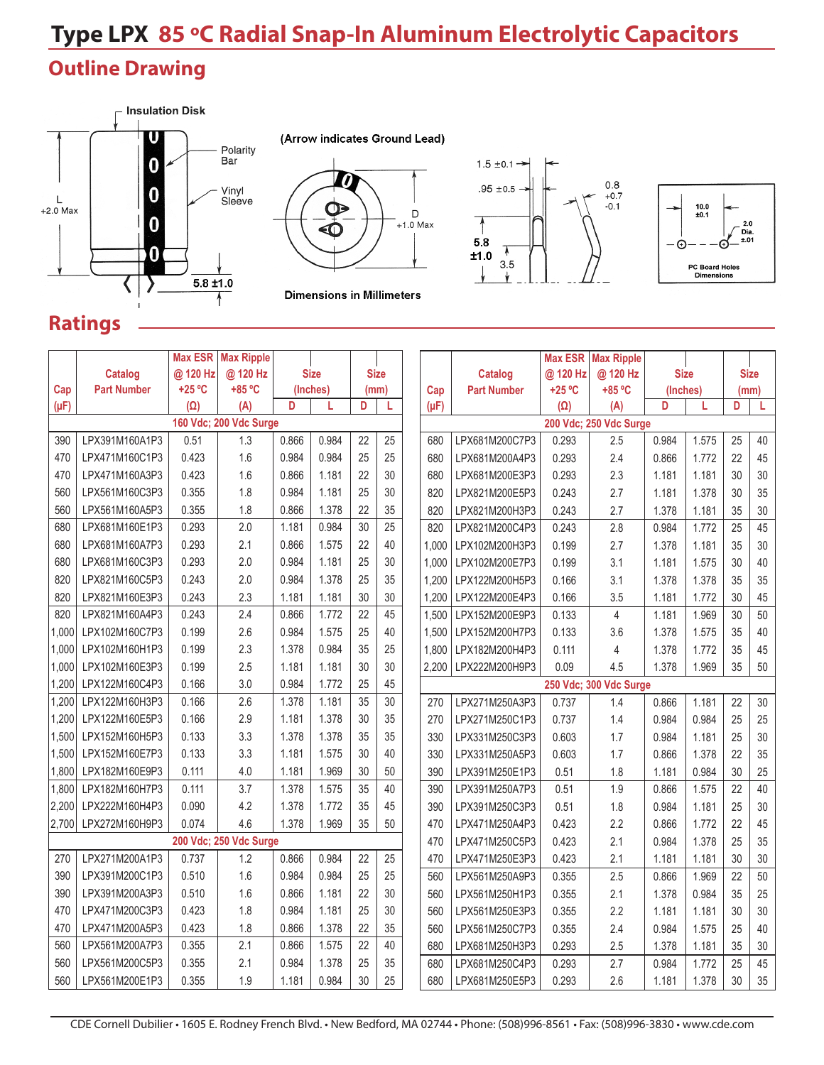# Type LPX 85 ºC Radial Snap-In Aluminum Electrolytic Capacitors

## Outline Drawing

Insulation Disk

Polarity Bar

Vinyl Sleeve

L +2.0 Max

5.8 ±1.0

(Arrow indicates Ground Lead)

D +1.0 Max

Dimensions in Millimeters

1.5 ±0.1

.95 ±0.5

0.8 +0.7 -0.1

5.8 ±1.0

3.5

10.0 ±0.1

2.0 Dia. ±.01

PC Board Holes Dimensions

## Ratings

| Cap (µF) | Catalog Part Number | Max ESR @ 120 Hz +25 ºC (Ω) | Max Ripple @ 120 Hz +85 ºC (A) | Size (Inches) D | Size (Inches) L | Size (mm) D | Size (mm) L |
|---|---|---|---|---|---|---|---|
| **160 Vdc; 200 Vdc Surge** | | | | | | | |
| 390 | LPX391M160A1P3 | 0.51 | 1.3 | 0.866 | 0.984 | 22 | 25 |
| 470 | LPX471M160C1P3 | 0.423 | 1.6 | 0.984 | 0.984 | 25 | 25 |
| 470 | LPX471M160A3P3 | 0.423 | 1.6 | 0.866 | 1.181 | 22 | 30 |
| 560 | LPX561M160C3P3 | 0.355 | 1.8 | 0.984 | 1.181 | 25 | 30 |
| 560 | LPX561M160A5P3 | 0.355 | 1.8 | 0.866 | 1.378 | 22 | 35 |
| 680 | LPX681M160E1P3 | 0.293 | 2.0 | 1.181 | 0.984 | 30 | 25 |
| 680 | LPX681M160A7P3 | 0.293 | 2.1 | 0.866 | 1.575 | 22 | 40 |
| 680 | LPX681M160C3P3 | 0.293 | 2.0 | 0.984 | 1.181 | 25 | 30 |
| 820 | LPX821M160C5P3 | 0.243 | 2.0 | 0.984 | 1.378 | 25 | 35 |
| 820 | LPX821M160E3P3 | 0.243 | 2.3 | 1.181 | 1.181 | 30 | 30 |
| 820 | LPX821M160A4P3 | 0.243 | 2.4 | 0.866 | 1.772 | 22 | 45 |
| 1,000 | LPX102M160C7P3 | 0.199 | 2.6 | 0.984 | 1.575 | 25 | 40 |
| 1,000 | LPX102M160H1P3 | 0.199 | 2.3 | 1.378 | 0.984 | 35 | 25 |
| 1,000 | LPX102M160E3P3 | 0.199 | 2.5 | 1.181 | 1.181 | 30 | 30 |
| 1,200 | LPX122M160C4P3 | 0.166 | 3.0 | 0.984 | 1.772 | 25 | 45 |
| 1,200 | LPX122M160H3P3 | 0.166 | 2.6 | 1.378 | 1.181 | 35 | 30 |
| 1,200 | LPX122M160E5P3 | 0.166 | 2.9 | 1.181 | 1.378 | 30 | 35 |
| 1,500 | LPX152M160H5P3 | 0.133 | 3.3 | 1.378 | 1.378 | 35 | 35 |
| 1,500 | LPX152M160E7P3 | 0.133 | 3.3 | 1.181 | 1.575 | 30 | 40 |
| 1,800 | LPX182M160E9P3 | 0.111 | 4.0 | 1.181 | 1.969 | 30 | 50 |
| 1,800 | LPX182M160H7P3 | 0.111 | 3.7 | 1.378 | 1.575 | 35 | 40 |
| 2,200 | LPX222M160H4P3 | 0.090 | 4.2 | 1.378 | 1.772 | 35 | 45 |
| 2,700 | LPX272M160H9P3 | 0.074 | 4.6 | 1.378 | 1.969 | 35 | 50 |
| **200 Vdc; 250 Vdc Surge** | | | | | | | |
| 270 | LPX271M200A1P3 | 0.737 | 1.2 | 0.866 | 0.984 | 22 | 25 |
| 390 | LPX391M200C1P3 | 0.510 | 1.6 | 0.984 | 0.984 | 25 | 25 |
| 390 | LPX391M200A3P3 | 0.510 | 1.6 | 0.866 | 1.181 | 22 | 30 |
| 470 | LPX471M200C3P3 | 0.423 | 1.8 | 0.984 | 1.181 | 25 | 30 |
| 470 | LPX471M200A5P3 | 0.423 | 1.8 | 0.866 | 1.378 | 22 | 35 |
| 560 | LPX561M200A7P3 | 0.355 | 2.1 | 0.866 | 1.575 | 22 | 40 |
| 560 | LPX561M200C5P3 | 0.355 | 2.1 | 0.984 | 1.378 | 25 | 35 |
| 560 | LPX561M200E1P3 | 0.355 | 1.9 | 1.181 | 0.984 | 30 | 25 |
| 680 | LPX681M200C7P3 | 0.293 | 2.5 | 0.984 | 1.575 | 25 | 40 |
| 680 | LPX681M200A4P3 | 0.293 | 2.4 | 0.866 | 1.772 | 22 | 45 |
| 680 | LPX681M200E3P3 | 0.293 | 2.3 | 1.181 | 1.181 | 30 | 30 |
| 820 | LPX821M200E5P3 | 0.243 | 2.7 | 1.181 | 1.378 | 30 | 35 |
| 820 | LPX821M200H3P3 | 0.243 | 2.7 | 1.378 | 1.181 | 35 | 30 |
| 820 | LPX821M200C4P3 | 0.243 | 2.8 | 0.984 | 1.772 | 25 | 45 |
| 1,000 | LPX102M200H3P3 | 0.199 | 2.7 | 1.378 | 1.181 | 35 | 30 |
| 1,000 | LPX102M200E7P3 | 0.199 | 3.1 | 1.181 | 1.575 | 30 | 40 |
| 1,200 | LPX122M200H5P3 | 0.166 | 3.1 | 1.378 | 1.378 | 35 | 35 |
| 1,200 | LPX122M200E4P3 | 0.166 | 3.5 | 1.181 | 1.772 | 30 | 45 |
| 1,500 | LPX152M200E9P3 | 0.133 | 4 | 1.181 | 1.969 | 30 | 50 |
| 1,500 | LPX152M200H7P3 | 0.133 | 3.6 | 1.378 | 1.575 | 35 | 40 |
| 1,800 | LPX182M200H4P3 | 0.111 | 4 | 1.378 | 1.772 | 35 | 45 |
| 2,200 | LPX222M200H9P3 | 0.09 | 4.5 | 1.378 | 1.969 | 35 | 50 |
| **250 Vdc; 300 Vdc Surge** | | | | | | | |
| 270 | LPX271M250A3P3 | 0.737 | 1.4 | 0.866 | 1.181 | 22 | 30 |
| 270 | LPX271M250C1P3 | 0.737 | 1.4 | 0.984 | 0.984 | 25 | 25 |
| 330 | LPX331M250C3P3 | 0.603 | 1.7 | 0.984 | 1.181 | 25 | 30 |
| 330 | LPX331M250A5P3 | 0.603 | 1.7 | 0.866 | 1.378 | 22 | 35 |
| 390 | LPX391M250E1P3 | 0.51 | 1.8 | 1.181 | 0.984 | 30 | 25 |
| 390 | LPX391M250A7P3 | 0.51 | 1.9 | 0.866 | 1.575 | 22 | 40 |
| 390 | LPX391M250C3P3 | 0.51 | 1.8 | 0.984 | 1.181 | 25 | 30 |
| 470 | LPX471M250A4P3 | 0.423 | 2.2 | 0.866 | 1.772 | 22 | 45 |
| 470 | LPX471M250C5P3 | 0.423 | 2.1 | 0.984 | 1.378 | 25 | 35 |
| 470 | LPX471M250E3P3 | 0.423 | 2.1 | 1.181 | 1.181 | 30 | 30 |
| 560 | LPX561M250A9P3 | 0.355 | 2.5 | 0.866 | 1.969 | 22 | 50 |
| 560 | LPX561M250H1P3 | 0.355 | 2.1 | 1.378 | 0.984 | 35 | 25 |
| 560 | LPX561M250E3P3 | 0.355 | 2.2 | 1.181 | 1.181 | 30 | 30 |
| 560 | LPX561M250C7P3 | 0.355 | 2.4 | 0.984 | 1.575 | 25 | 40 |
| 680 | LPX681M250H3P3 | 0.293 | 2.5 | 1.378 | 1.181 | 35 | 30 |
| 680 | LPX681M250C4P3 | 0.293 | 2.7 | 0.984 | 1.772 | 25 | 45 |
| 680 | LPX681M250E5P3 | 0.293 | 2.6 | 1.181 | 1.378 | 30 | 35 |

CDE Cornell Dubilier • 1605 E. Rodney French Blvd. • New Bedford, MA 02744 • Phone: (508)996-8561 • Fax: (508)996-3830 • www.cde.com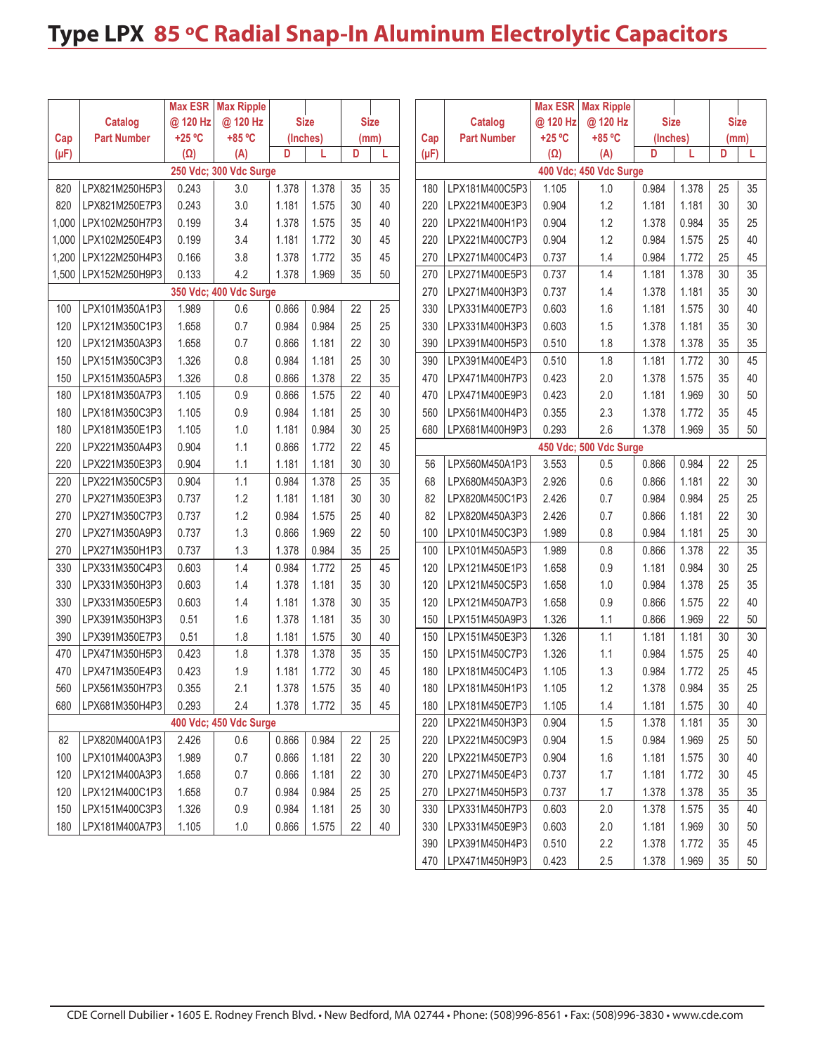# Type LPX 85 °C Radial Snap-In Aluminum Electrolytic Capacitors

| Cap (µF) | Catalog Part Number | Max ESR @ 120 Hz +25 °C (Ω) | Max Ripple @ 120 Hz +85 °C (A) | Size (Inches) D | Size (Inches) L | Size (mm) D | Size (mm) L |
|---|---|---|---|---|---|---|---|
| **250 Vdc; 300 Vdc Surge** | | | | | | | |
| 820 | LPX821M250H5P3 | 0.243 | 3.0 | 1.378 | 1.378 | 35 | 35 |
| 820 | LPX821M250E7P3 | 0.243 | 3.0 | 1.181 | 1.575 | 30 | 40 |
| 1,000 | LPX102M250H7P3 | 0.199 | 3.4 | 1.378 | 1.575 | 35 | 40 |
| 1,000 | LPX102M250E4P3 | 0.199 | 3.4 | 1.181 | 1.772 | 30 | 45 |
| 1,200 | LPX122M250H4P3 | 0.166 | 3.8 | 1.378 | 1.772 | 35 | 45 |
| 1,500 | LPX152M250H9P3 | 0.133 | 4.2 | 1.378 | 1.969 | 35 | 50 |
| **350 Vdc; 400 Vdc Surge** | | | | | | | |
| 100 | LPX101M350A1P3 | 1.989 | 0.6 | 0.866 | 0.984 | 22 | 25 |
| 120 | LPX121M350C1P3 | 1.658 | 0.7 | 0.984 | 0.984 | 25 | 25 |
| 120 | LPX121M350A3P3 | 1.658 | 0.7 | 0.866 | 1.181 | 22 | 30 |
| 150 | LPX151M350C3P3 | 1.326 | 0.8 | 0.984 | 1.181 | 25 | 30 |
| 150 | LPX151M350A5P3 | 1.326 | 0.8 | 0.866 | 1.378 | 22 | 35 |
| 180 | LPX181M350A7P3 | 1.105 | 0.9 | 0.866 | 1.575 | 22 | 40 |
| 180 | LPX181M350C3P3 | 1.105 | 0.9 | 0.984 | 1.181 | 25 | 30 |
| 180 | LPX181M350E1P3 | 1.105 | 1.0 | 1.181 | 0.984 | 30 | 25 |
| 220 | LPX221M350A4P3 | 0.904 | 1.1 | 0.866 | 1.772 | 22 | 45 |
| 220 | LPX221M350E3P3 | 0.904 | 1.1 | 1.181 | 1.181 | 30 | 30 |
| 220 | LPX221M350C5P3 | 0.904 | 1.1 | 0.984 | 1.378 | 25 | 35 |
| 270 | LPX271M350E3P3 | 0.737 | 1.2 | 1.181 | 1.181 | 30 | 30 |
| 270 | LPX271M350C7P3 | 0.737 | 1.2 | 0.984 | 1.575 | 25 | 40 |
| 270 | LPX271M350A9P3 | 0.737 | 1.3 | 0.866 | 1.969 | 22 | 50 |
| 270 | LPX271M350H1P3 | 0.737 | 1.3 | 1.378 | 0.984 | 35 | 25 |
| 330 | LPX331M350C4P3 | 0.603 | 1.4 | 0.984 | 1.772 | 25 | 45 |
| 330 | LPX331M350H3P3 | 0.603 | 1.4 | 1.378 | 1.181 | 35 | 30 |
| 330 | LPX331M350E5P3 | 0.603 | 1.4 | 1.181 | 1.378 | 30 | 35 |
| 390 | LPX391M350H3P3 | 0.51 | 1.6 | 1.378 | 1.181 | 35 | 30 |
| 390 | LPX391M350E7P3 | 0.51 | 1.8 | 1.181 | 1.575 | 30 | 40 |
| 470 | LPX471M350H5P3 | 0.423 | 1.8 | 1.378 | 1.378 | 35 | 35 |
| 470 | LPX471M350E4P3 | 0.423 | 1.9 | 1.181 | 1.772 | 30 | 45 |
| 560 | LPX561M350H7P3 | 0.355 | 2.1 | 1.378 | 1.575 | 35 | 40 |
| 680 | LPX681M350H4P3 | 0.293 | 2.4 | 1.378 | 1.772 | 35 | 45 |
| **400 Vdc; 450 Vdc Surge** | | | | | | | |
| 82 | LPX820M400A1P3 | 2.426 | 0.6 | 0.866 | 0.984 | 22 | 25 |
| 100 | LPX101M400A3P3 | 1.989 | 0.7 | 0.866 | 1.181 | 22 | 30 |
| 120 | LPX121M400A3P3 | 1.658 | 0.7 | 0.866 | 1.181 | 22 | 30 |
| 120 | LPX121M400C1P3 | 1.658 | 0.7 | 0.984 | 0.984 | 25 | 25 |
| 150 | LPX151M400C3P3 | 1.326 | 0.9 | 0.984 | 1.181 | 25 | 30 |
| 180 | LPX181M400A7P3 | 1.105 | 1.0 | 0.866 | 1.575 | 22 | 40 |
| 180 | LPX181M400C5P3 | 1.105 | 1.0 | 0.984 | 1.378 | 25 | 35 |
| 220 | LPX221M400E3P3 | 0.904 | 1.2 | 1.181 | 1.181 | 30 | 30 |
| 220 | LPX221M400H1P3 | 0.904 | 1.2 | 1.378 | 0.984 | 35 | 25 |
| 220 | LPX221M400C7P3 | 0.904 | 1.2 | 0.984 | 1.575 | 25 | 40 |
| 270 | LPX271M400C4P3 | 0.737 | 1.4 | 0.984 | 1.772 | 25 | 45 |
| 270 | LPX271M400E5P3 | 0.737 | 1.4 | 1.181 | 1.378 | 30 | 35 |
| 270 | LPX271M400H3P3 | 0.737 | 1.4 | 1.378 | 1.181 | 35 | 30 |
| 330 | LPX331M400E7P3 | 0.603 | 1.6 | 1.181 | 1.575 | 30 | 40 |
| 330 | LPX331M400H3P3 | 0.603 | 1.5 | 1.378 | 1.181 | 35 | 30 |
| 390 | LPX391M400H5P3 | 0.510 | 1.8 | 1.378 | 1.378 | 35 | 35 |
| 390 | LPX391M400E4P3 | 0.510 | 1.8 | 1.181 | 1.772 | 30 | 45 |
| 470 | LPX471M400H7P3 | 0.423 | 2.0 | 1.378 | 1.575 | 35 | 40 |
| 470 | LPX471M400E9P3 | 0.423 | 2.0 | 1.181 | 1.969 | 30 | 50 |
| 560 | LPX561M400H4P3 | 0.355 | 2.3 | 1.378 | 1.772 | 35 | 45 |
| 680 | LPX681M400H9P3 | 0.293 | 2.6 | 1.378 | 1.969 | 35 | 50 |
| **450 Vdc; 500 Vdc Surge** | | | | | | | |
| 56 | LPX560M450A1P3 | 3.553 | 0.5 | 0.866 | 0.984 | 22 | 25 |
| 68 | LPX680M450A3P3 | 2.926 | 0.6 | 0.866 | 1.181 | 22 | 30 |
| 82 | LPX820M450C1P3 | 2.426 | 0.7 | 0.984 | 0.984 | 25 | 25 |
| 82 | LPX820M450A3P3 | 2.426 | 0.7 | 0.866 | 1.181 | 22 | 30 |
| 100 | LPX101M450C3P3 | 1.989 | 0.8 | 0.984 | 1.181 | 25 | 30 |
| 100 | LPX101M450A5P3 | 1.989 | 0.8 | 0.866 | 1.378 | 22 | 35 |
| 120 | LPX121M450E1P3 | 1.658 | 0.9 | 1.181 | 0.984 | 30 | 25 |
| 120 | LPX121M450C5P3 | 1.658 | 1.0 | 0.984 | 1.378 | 25 | 35 |
| 120 | LPX121M450A7P3 | 1.658 | 0.9 | 0.866 | 1.575 | 22 | 40 |
| 150 | LPX151M450A9P3 | 1.326 | 1.1 | 0.866 | 1.969 | 22 | 50 |
| 150 | LPX151M450E3P3 | 1.326 | 1.1 | 1.181 | 1.181 | 30 | 30 |
| 150 | LPX151M450C7P3 | 1.326 | 1.1 | 0.984 | 1.575 | 25 | 40 |
| 180 | LPX181M450C4P3 | 1.105 | 1.3 | 0.984 | 1.772 | 25 | 45 |
| 180 | LPX181M450H1P3 | 1.105 | 1.2 | 1.378 | 0.984 | 35 | 25 |
| 180 | LPX181M450E7P3 | 1.105 | 1.4 | 1.181 | 1.575 | 30 | 40 |
| 220 | LPX221M450H3P3 | 0.904 | 1.5 | 1.378 | 1.181 | 35 | 30 |
| 220 | LPX221M450C9P3 | 0.904 | 1.5 | 0.984 | 1.969 | 25 | 50 |
| 220 | LPX221M450E7P3 | 0.904 | 1.6 | 1.181 | 1.575 | 30 | 40 |
| 270 | LPX271M450E4P3 | 0.737 | 1.7 | 1.181 | 1.772 | 30 | 45 |
| 270 | LPX271M450H5P3 | 0.737 | 1.7 | 1.378 | 1.378 | 35 | 35 |
| 330 | LPX331M450H7P3 | 0.603 | 2.0 | 1.378 | 1.575 | 35 | 40 |
| 330 | LPX331M450E9P3 | 0.603 | 2.0 | 1.181 | 1.969 | 30 | 50 |
| 390 | LPX391M450H4P3 | 0.510 | 2.2 | 1.378 | 1.772 | 35 | 45 |
| 470 | LPX471M450H9P3 | 0.423 | 2.5 | 1.378 | 1.969 | 35 | 50 |

CDE Cornell Dubilier • 1605 E. Rodney French Blvd. • New Bedford, MA 02744 • Phone: (508)996-8561 • Fax: (508)996-3830 • www.cde.com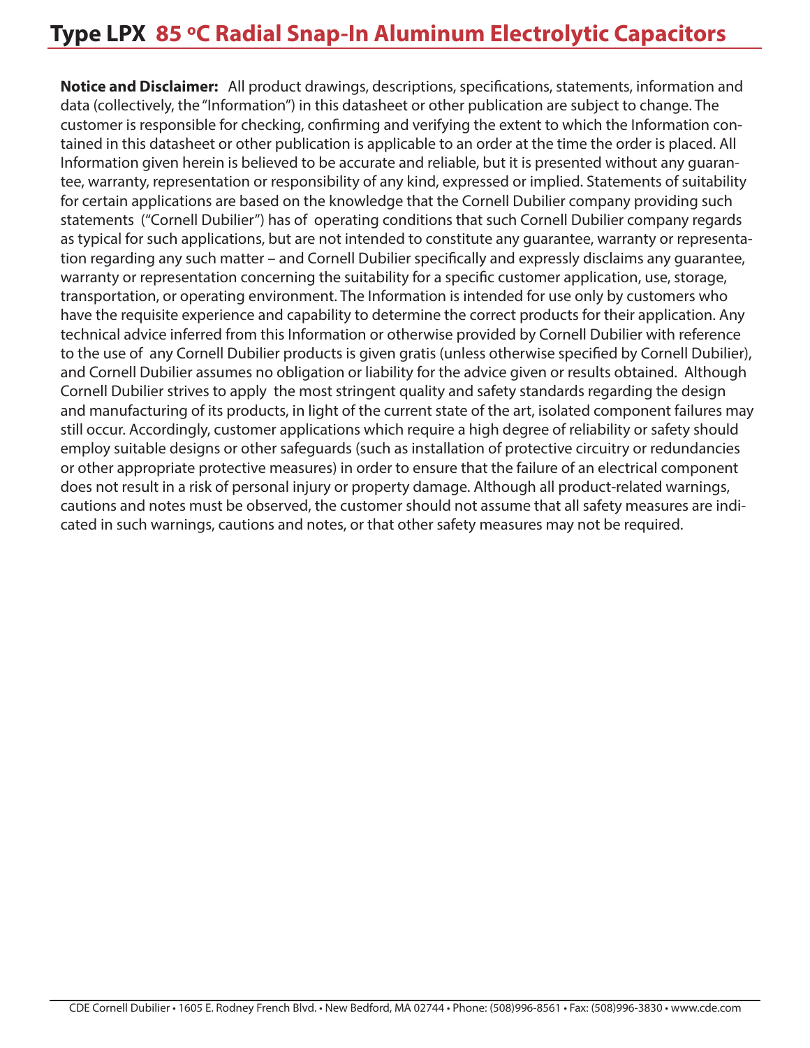**Notice and Disclaimer:** All product drawings, descriptions, specifications, statements, information and data (collectively, the "Information") in this datasheet or other publication are subject to change. The customer is responsible for checking, confirming and verifying the extent to which the Information contained in this datasheet or other publication is applicable to an order at the time the order is placed. All Information given herein is believed to be accurate and reliable, but it is presented without any guarantee, warranty, representation or responsibility of any kind, expressed or implied. Statements of suitability for certain applications are based on the knowledge that the Cornell Dubilier company providing such statements ("Cornell Dubilier") has of operating conditions that such Cornell Dubilier company regards as typical for such applications, but are not intended to constitute any guarantee, warranty or representation regarding any such matter – and Cornell Dubilier specifically and expressly disclaims any guarantee, warranty or representation concerning the suitability for a specific customer application, use, storage, transportation, or operating environment. The Information is intended for use only by customers who have the requisite experience and capability to determine the correct products for their application. Any technical advice inferred from this Information or otherwise provided by Cornell Dubilier with reference to the use of any Cornell Dubilier products is given gratis (unless otherwise specified by Cornell Dubilier), and Cornell Dubilier assumes no obligation or liability for the advice given or results obtained. Although Cornell Dubilier strives to apply the most stringent quality and safety standards regarding the design and manufacturing of its products, in light of the current state of the art, isolated component failures may still occur. Accordingly, customer applications which require a high degree of reliability or safety should employ suitable designs or other safeguards (such as installation of protective circuitry or redundancies or other appropriate protective measures) in order to ensure that the failure of an electrical component does not result in a risk of personal injury or property damage. Although all product-related warnings, cautions and notes must be observed, the customer should not assume that all safety measures are indicated in such warnings, cautions and notes, or that other safety measures may not be required.